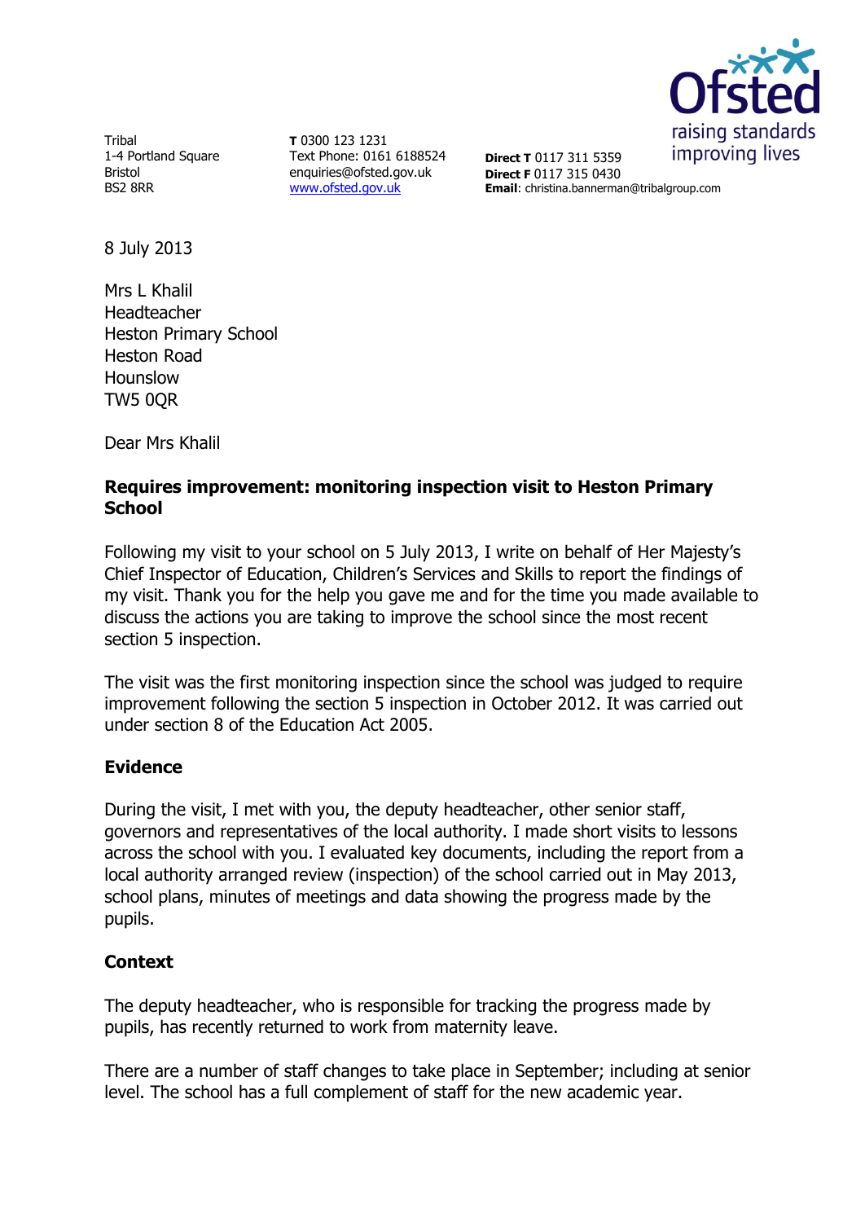Tribal
1-4 Portland Square
Bristol
BS2 8RR

**T** 0300 123 1231
Text Phone: 0161 6188524
enquiries@ofsted.gov.uk
[www.ofsted.gov.uk](http://www.ofsted.gov.uk)

**Direct T** 0117 311 5359
**Direct F** 0117 315 0430
**Email**: christina.bannerman@tribalgroup.com

8 July 2013

Mrs L Khalil
Headteacher
Heston Primary School
Heston Road
Hounslow
TW5 0QR

Dear Mrs Khalil

**Requires improvement: monitoring inspection visit to Heston Primary School**

Following my visit to your school on 5 July 2013, I write on behalf of Her Majesty's Chief Inspector of Education, Children's Services and Skills to report the findings of my visit. Thank you for the help you gave me and for the time you made available to discuss the actions you are taking to improve the school since the most recent section 5 inspection.

The visit was the first monitoring inspection since the school was judged to require improvement following the section 5 inspection in October 2012. It was carried out under section 8 of the Education Act 2005.

## Evidence

During the visit, I met with you, the deputy headteacher, other senior staff, governors and representatives of the local authority. I made short visits to lessons across the school with you. I evaluated key documents, including the report from a local authority arranged review (inspection) of the school carried out in May 2013, school plans, minutes of meetings and data showing the progress made by the pupils.

## Context

The deputy headteacher, who is responsible for tracking the progress made by pupils, has recently returned to work from maternity leave.

There are a number of staff changes to take place in September; including at senior level. The school has a full complement of staff for the new academic year.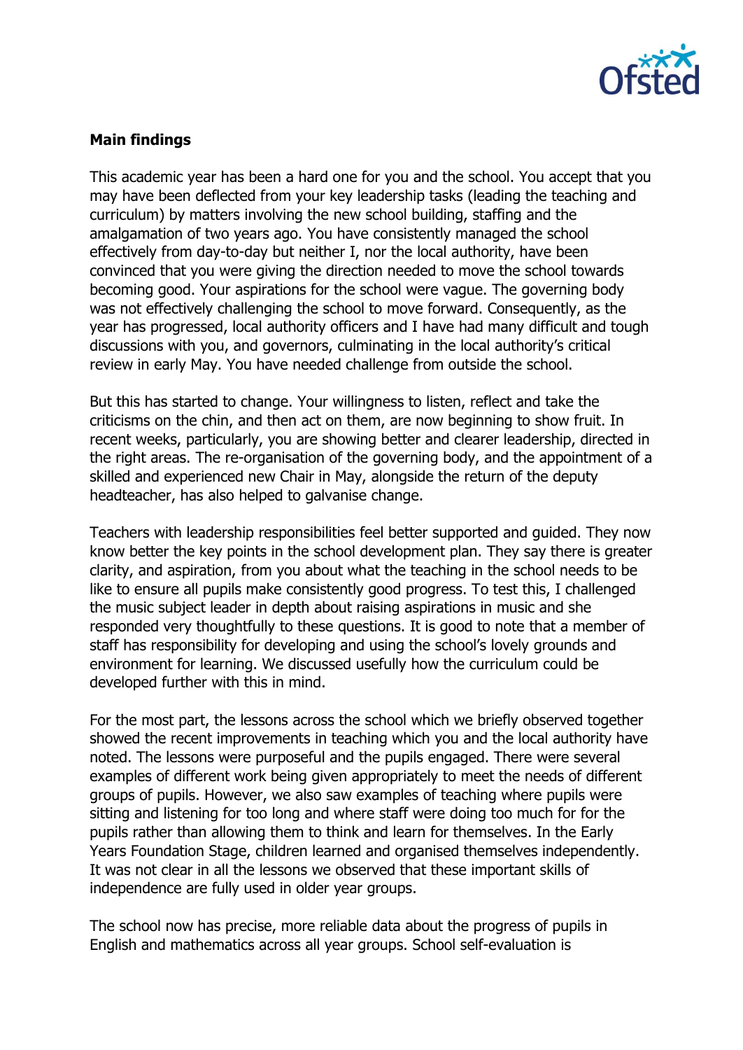**Main findings**

This academic year has been a hard one for you and the school. You accept that you may have been deflected from your key leadership tasks (leading the teaching and curriculum) by matters involving the new school building, staffing and the amalgamation of two years ago. You have consistently managed the school effectively from day-to-day but neither I, nor the local authority, have been convinced that you were giving the direction needed to move the school towards becoming good. Your aspirations for the school were vague. The governing body was not effectively challenging the school to move forward. Consequently, as the year has progressed, local authority officers and I have had many difficult and tough discussions with you, and governors, culminating in the local authority's critical review in early May. You have needed challenge from outside the school.

But this has started to change. Your willingness to listen, reflect and take the criticisms on the chin, and then act on them, are now beginning to show fruit. In recent weeks, particularly, you are showing better and clearer leadership, directed in the right areas. The re-organisation of the governing body, and the appointment of a skilled and experienced new Chair in May, alongside the return of the deputy headteacher, has also helped to galvanise change.

Teachers with leadership responsibilities feel better supported and guided. They now know better the key points in the school development plan. They say there is greater clarity, and aspiration, from you about what the teaching in the school needs to be like to ensure all pupils make consistently good progress. To test this, I challenged the music subject leader in depth about raising aspirations in music and she responded very thoughtfully to these questions. It is good to note that a member of staff has responsibility for developing and using the school's lovely grounds and environment for learning. We discussed usefully how the curriculum could be developed further with this in mind.

For the most part, the lessons across the school which we briefly observed together showed the recent improvements in teaching which you and the local authority have noted. The lessons were purposeful and the pupils engaged. There were several examples of different work being given appropriately to meet the needs of different groups of pupils. However, we also saw examples of teaching where pupils were sitting and listening for too long and where staff were doing too much for for the pupils rather than allowing them to think and learn for themselves. In the Early Years Foundation Stage, children learned and organised themselves independently. It was not clear in all the lessons we observed that these important skills of independence are fully used in older year groups.

The school now has precise, more reliable data about the progress of pupils in English and mathematics across all year groups. School self-evaluation is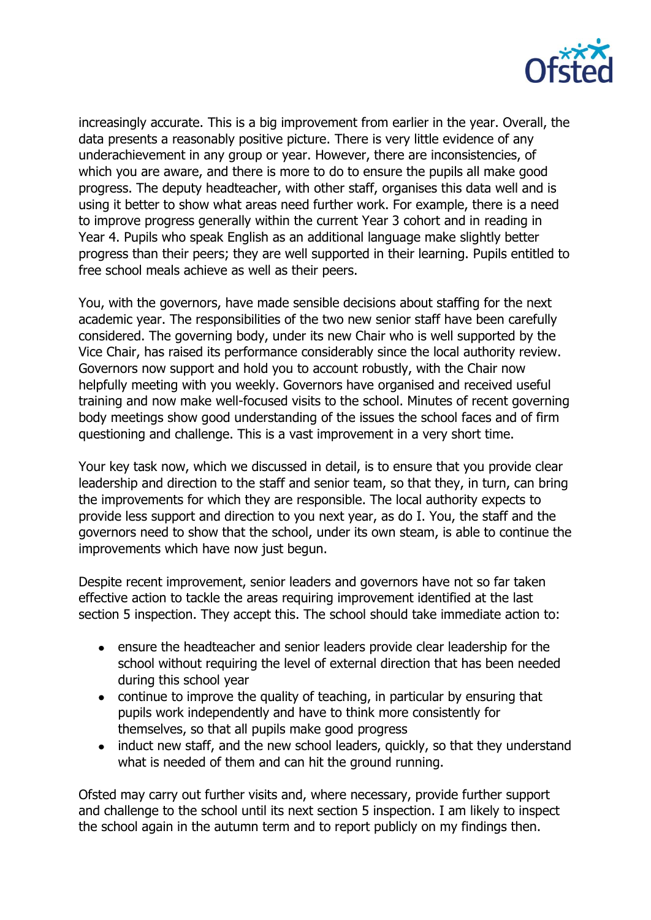increasingly accurate. This is a big improvement from earlier in the year. Overall, the data presents a reasonably positive picture. There is very little evidence of any underachievement in any group or year. However, there are inconsistencies, of which you are aware, and there is more to do to ensure the pupils all make good progress. The deputy headteacher, with other staff, organises this data well and is using it better to show what areas need further work. For example, there is a need to improve progress generally within the current Year 3 cohort and in reading in Year 4. Pupils who speak English as an additional language make slightly better progress than their peers; they are well supported in their learning. Pupils entitled to free school meals achieve as well as their peers.

You, with the governors, have made sensible decisions about staffing for the next academic year. The responsibilities of the two new senior staff have been carefully considered. The governing body, under its new Chair who is well supported by the Vice Chair, has raised its performance considerably since the local authority review. Governors now support and hold you to account robustly, with the Chair now helpfully meeting with you weekly. Governors have organised and received useful training and now make well-focused visits to the school. Minutes of recent governing body meetings show good understanding of the issues the school faces and of firm questioning and challenge. This is a vast improvement in a very short time.

Your key task now, which we discussed in detail, is to ensure that you provide clear leadership and direction to the staff and senior team, so that they, in turn, can bring the improvements for which they are responsible. The local authority expects to provide less support and direction to you next year, as do I. You, the staff and the governors need to show that the school, under its own steam, is able to continue the improvements which have now just begun.

Despite recent improvement, senior leaders and governors have not so far taken effective action to tackle the areas requiring improvement identified at the last section 5 inspection. They accept this. The school should take immediate action to:

- ensure the headteacher and senior leaders provide clear leadership for the school without requiring the level of external direction that has been needed during this school year
- continue to improve the quality of teaching, in particular by ensuring that pupils work independently and have to think more consistently for themselves, so that all pupils make good progress
- induct new staff, and the new school leaders, quickly, so that they understand what is needed of them and can hit the ground running.

Ofsted may carry out further visits and, where necessary, provide further support and challenge to the school until its next section 5 inspection. I am likely to inspect the school again in the autumn term and to report publicly on my findings then.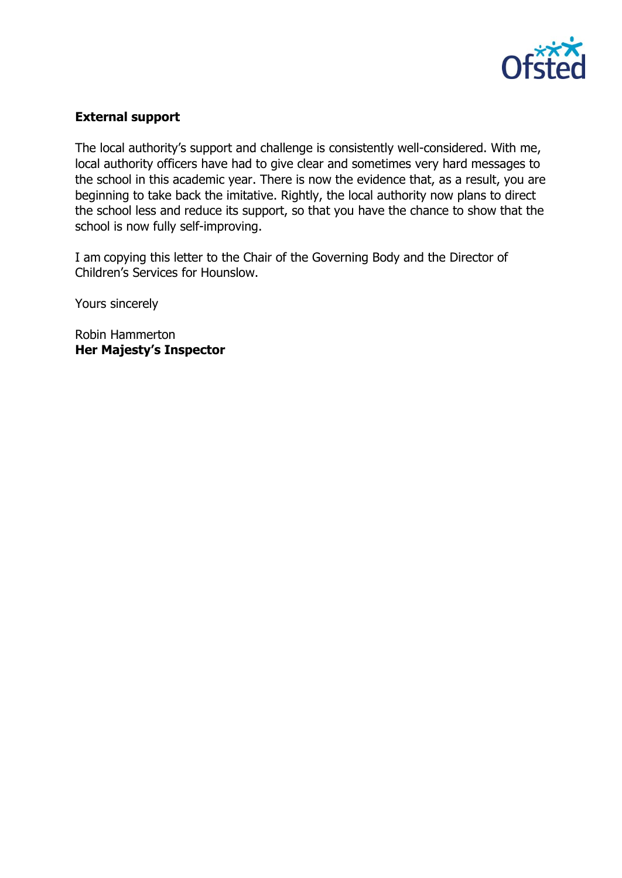**External support**

The local authority's support and challenge is consistently well-considered. With me, local authority officers have had to give clear and sometimes very hard messages to the school in this academic year. There is now the evidence that, as a result, you are beginning to take back the imitative. Rightly, the local authority now plans to direct the school less and reduce its support, so that you have the chance to show that the school is now fully self-improving.

I am copying this letter to the Chair of the Governing Body and the Director of Children's Services for Hounslow.

Yours sincerely

Robin Hammerton
**Her Majesty's Inspector**